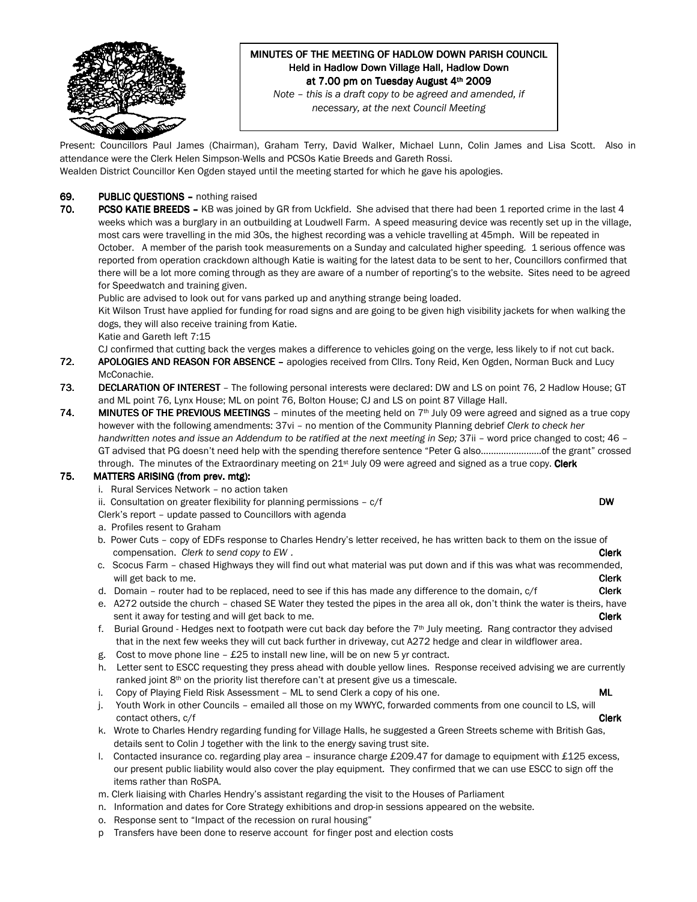**MINUTES OF THE MEETING OF HADLOW DOWN PARISH COUNCIL**
**Held in Hadlow Down Village Hall, Hadlow Down**
**at 7.00 pm on Tuesday August 4th 2009**

*Note – this is a draft copy to be agreed and amended, if necessary, at the next Council Meeting*

Present: Councillors Paul James (Chairman), Graham Terry, David Walker, Michael Lunn, Colin James and Lisa Scott. Also in attendance were the Clerk Helen Simpson-Wells and PCSOs Katie Breeds and Gareth Rossi.
Wealden District Councillor Ken Ogden stayed until the meeting started for which he gave his apologies.

**69. PUBLIC QUESTIONS –** nothing raised

**70. PCSO KATIE BREEDS –** KB was joined by GR from Uckfield. She advised that there had been 1 reported crime in the last 4 weeks which was a burglary in an outbuilding at Loudwell Farm. A speed measuring device was recently set up in the village, most cars were travelling in the mid 30s, the highest recording was a vehicle travelling at 45mph. Will be repeated in October. A member of the parish took measurements on a Sunday and calculated higher speeding. 1 serious offence was reported from operation crackdown although Katie is waiting for the latest data to be sent to her, Councillors confirmed that there will be a lot more coming through as they are aware of a number of reporting's to the website. Sites need to be agreed for Speedwatch and training given.

Public are advised to look out for vans parked up and anything strange being loaded.

Kit Wilson Trust have applied for funding for road signs and are going to be given high visibility jackets for when walking the dogs, they will also receive training from Katie.

Katie and Gareth left 7:15

CJ confirmed that cutting back the verges makes a difference to vehicles going on the verge, less likely to if not cut back.

**72. APOLOGIES AND REASON FOR ABSENCE –** apologies received from Cllrs. Tony Reid, Ken Ogden, Norman Buck and Lucy McConachie.

**73. DECLARATION OF INTEREST** – The following personal interests were declared: DW and LS on point 76, 2 Hadlow House; GT and ML point 76, Lynx House; ML on point 76, Bolton House; CJ and LS on point 87 Village Hall.

**74. MINUTES OF THE PREVIOUS MEETINGS** – minutes of the meeting held on 7th July 09 were agreed and signed as a true copy however with the following amendments: 37vi – no mention of the Community Planning debrief *Clerk to check her handwritten notes and issue an Addendum to be ratified at the next meeting in Sep;* 37ii – word price changed to cost; 46 – GT advised that PG doesn't need help with the spending therefore sentence "Peter G also……………………of the grant" crossed through. The minutes of the Extraordinary meeting on 21st July 09 were agreed and signed as a true copy. **Clerk**

**75. MATTERS ARISING (from prev. mtg):**

i. Rural Services Network – no action taken

ii. Consultation on greater flexibility for planning permissions – c/f **DW**

Clerk's report – update passed to Councillors with agenda

a. Profiles resent to Graham

b. Power Cuts – copy of EDFs response to Charles Hendry's letter received, he has written back to them on the issue of compensation. *Clerk to send copy to EW .* **Clerk**

c. Scocus Farm – chased Highways they will find out what material was put down and if this was what was recommended, will get back to me. **Clerk**

d. Domain – router had to be replaced, need to see if this has made any difference to the domain, c/f **Clerk**

e. A272 outside the church – chased SE Water they tested the pipes in the area all ok, don't think the water is theirs, have sent it away for testing and will get back to me. **Clerk**

f. Burial Ground - Hedges next to footpath were cut back day before the 7th July meeting. Rang contractor they advised that in the next few weeks they will cut back further in driveway, cut A272 hedge and clear in wildflower area.

g. Cost to move phone line – £25 to install new line, will be on new 5 yr contract.

h. Letter sent to ESCC requesting they press ahead with double yellow lines. Response received advising we are currently ranked joint 8th on the priority list therefore can't at present give us a timescale.

i. Copy of Playing Field Risk Assessment – ML to send Clerk a copy of his one. **ML**

j. Youth Work in other Councils – emailed all those on my WWYC, forwarded comments from one council to LS, will contact others, c/f **Clerk**

k. Wrote to Charles Hendry regarding funding for Village Halls, he suggested a Green Streets scheme with British Gas, details sent to Colin J together with the link to the energy saving trust site.

l. Contacted insurance co. regarding play area – insurance charge £209.47 for damage to equipment with £125 excess, our present public liability would also cover the play equipment. They confirmed that we can use ESCC to sign off the items rather than RoSPA.

m. Clerk liaising with Charles Hendry's assistant regarding the visit to the Houses of Parliament

n. Information and dates for Core Strategy exhibitions and drop-in sessions appeared on the website.

o. Response sent to "Impact of the recession on rural housing"

p Transfers have been done to reserve account for finger post and election costs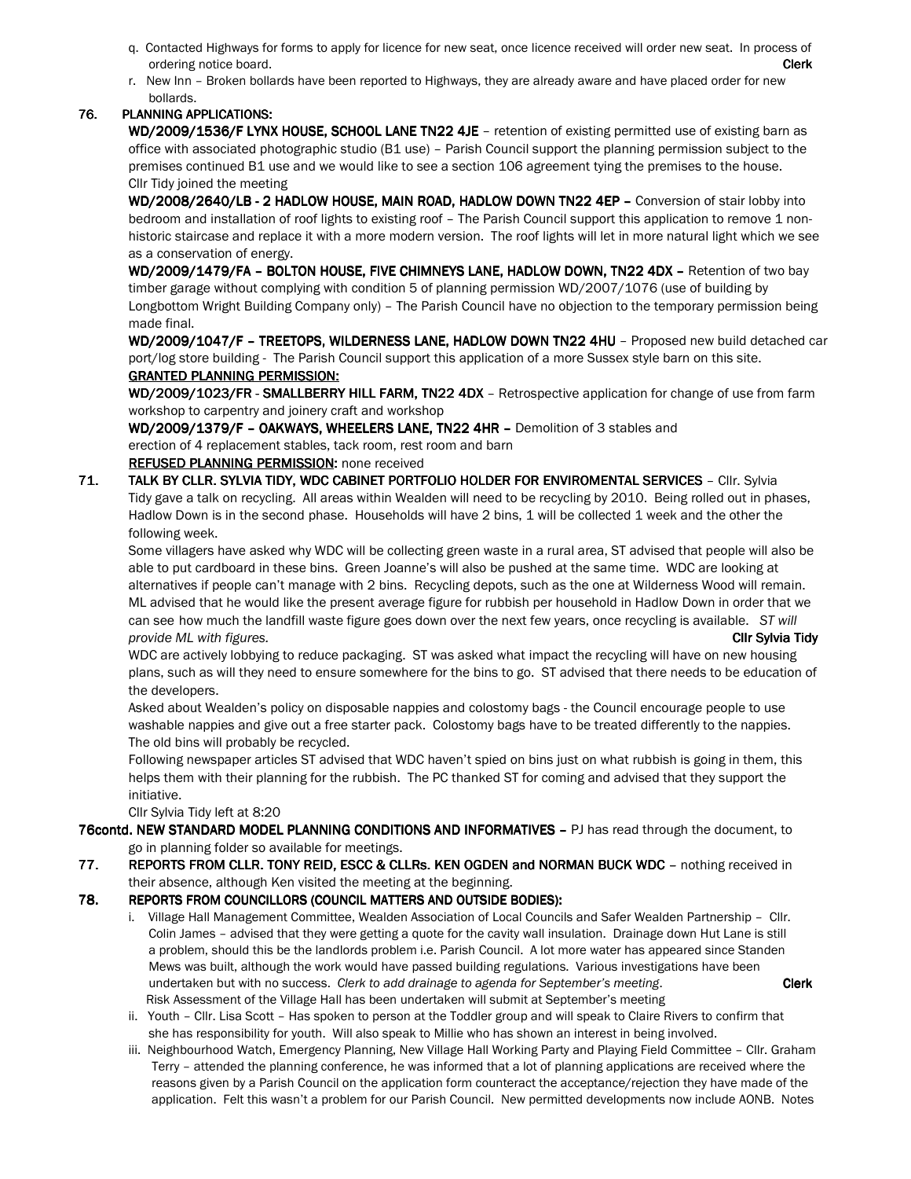q. Contacted Highways for forms to apply for licence for new seat, once licence received will order new seat. In process of ordering notice board. **Clerk**

r. New Inn – Broken bollards have been reported to Highways, they are already aware and have placed order for new bollards.

## 76. PLANNING APPLICATIONS:

**WD/2009/1536/F LYNX HOUSE, SCHOOL LANE TN22 4JE** – retention of existing permitted use of existing barn as office with associated photographic studio (B1 use) – Parish Council support the planning permission subject to the premises continued B1 use and we would like to see a section 106 agreement tying the premises to the house.

Cllr Tidy joined the meeting

**WD/2008/2640/LB - 2 HADLOW HOUSE, MAIN ROAD, HADLOW DOWN TN22 4EP –** Conversion of stair lobby into bedroom and installation of roof lights to existing roof – The Parish Council support this application to remove 1 non-historic staircase and replace it with a more modern version. The roof lights will let in more natural light which we see as a conservation of energy.

**WD/2009/1479/FA – BOLTON HOUSE, FIVE CHIMNEYS LANE, HADLOW DOWN, TN22 4DX –** Retention of two bay timber garage without complying with condition 5 of planning permission WD/2007/1076 (use of building by Longbottom Wright Building Company only) – The Parish Council have no objection to the temporary permission being made final.

**WD/2009/1047/F – TREETOPS, WILDERNESS LANE, HADLOW DOWN TN22 4HU** – Proposed new build detached car port/log store building - The Parish Council support this application of a more Sussex style barn on this site.

**GRANTED PLANNING PERMISSION:**

**WD/2009/1023/FR - SMALLBERRY HILL FARM, TN22 4DX** – Retrospective application for change of use from farm workshop to carpentry and joinery craft and workshop

**WD/2009/1379/F – OAKWAYS, WHEELERS LANE, TN22 4HR –** Demolition of 3 stables and erection of 4 replacement stables, tack room, rest room and barn

**REFUSED PLANNING PERMISSION:** none received

## 71. TALK BY CLLR. SYLVIA TIDY, WDC CABINET PORTFOLIO HOLDER FOR ENVIROMENTAL SERVICES

– Cllr. Sylvia Tidy gave a talk on recycling. All areas within Wealden will need to be recycling by 2010. Being rolled out in phases, Hadlow Down is in the second phase. Households will have 2 bins, 1 will be collected 1 week and the other the following week.

Some villagers have asked why WDC will be collecting green waste in a rural area, ST advised that people will also be able to put cardboard in these bins. Green Joanne's will also be pushed at the same time. WDC are looking at alternatives if people can't manage with 2 bins. Recycling depots, such as the one at Wilderness Wood will remain. ML advised that he would like the present average figure for rubbish per household in Hadlow Down in order that we can see how much the landfill waste figure goes down over the next few years, once recycling is available. *ST will provide ML with figures.* **Cllr Sylvia Tidy**

WDC are actively lobbying to reduce packaging. ST was asked what impact the recycling will have on new housing plans, such as will they need to ensure somewhere for the bins to go. ST advised that there needs to be education of the developers.

Asked about Wealden's policy on disposable nappies and colostomy bags - the Council encourage people to use washable nappies and give out a free starter pack. Colostomy bags have to be treated differently to the nappies. The old bins will probably be recycled.

Following newspaper articles ST advised that WDC haven't spied on bins just on what rubbish is going in them, this helps them with their planning for the rubbish. The PC thanked ST for coming and advised that they support the initiative.

Cllr Sylvia Tidy left at 8:20

## 76contd. NEW STANDARD MODEL PLANNING CONDITIONS AND INFORMATIVES

– PJ has read through the document, to go in planning folder so available for meetings.

## 77. REPORTS FROM CLLR. TONY REID, ESCC & CLLRs. KEN OGDEN and NORMAN BUCK WDC

– nothing received in their absence, although Ken visited the meeting at the beginning.

## 78. REPORTS FROM COUNCILLORS (COUNCIL MATTERS AND OUTSIDE BODIES):

i. Village Hall Management Committee, Wealden Association of Local Councils and Safer Wealden Partnership – Cllr. Colin James – advised that they were getting a quote for the cavity wall insulation. Drainage down Hut Lane is still a problem, should this be the landlords problem i.e. Parish Council. A lot more water has appeared since Standen Mews was built, although the work would have passed building regulations. Various investigations have been undertaken but with no success. *Clerk to add drainage to agenda for September's meeting*. **Clerk**
Risk Assessment of the Village Hall has been undertaken will submit at September's meeting

ii. Youth – Cllr. Lisa Scott – Has spoken to person at the Toddler group and will speak to Claire Rivers to confirm that she has responsibility for youth. Will also speak to Millie who has shown an interest in being involved.

iii. Neighbourhood Watch, Emergency Planning, New Village Hall Working Party and Playing Field Committee – Cllr. Graham Terry – attended the planning conference, he was informed that a lot of planning applications are received where the reasons given by a Parish Council on the application form counteract the acceptance/rejection they have made of the application. Felt this wasn't a problem for our Parish Council. New permitted developments now include AONB. Notes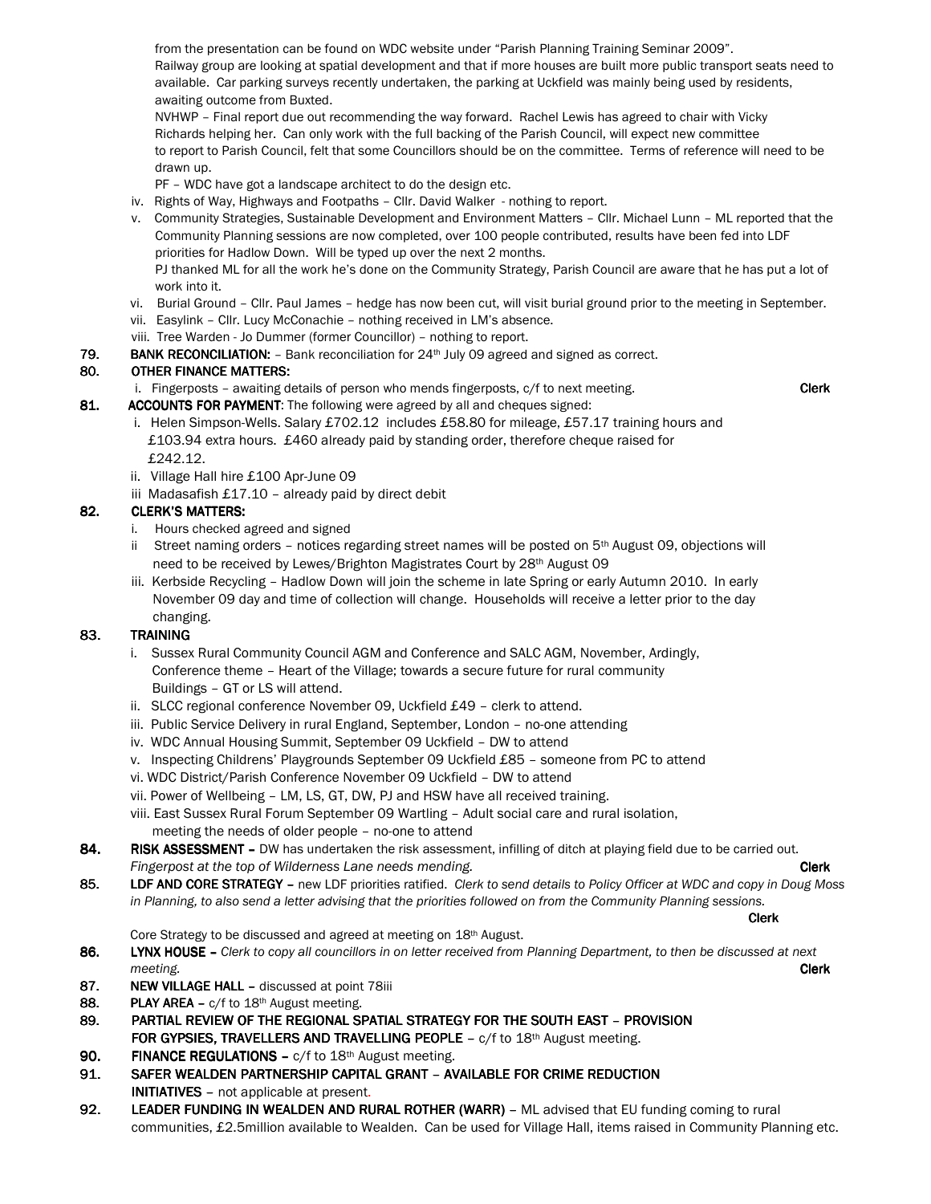from the presentation can be found on WDC website under "Parish Planning Training Seminar 2009".
Railway group are looking at spatial development and that if more houses are built more public transport seats need to available. Car parking surveys recently undertaken, the parking at Uckfield was mainly being used by residents, awaiting outcome from Buxted.
NVHWP – Final report due out recommending the way forward. Rachel Lewis has agreed to chair with Vicky Richards helping her. Can only work with the full backing of the Parish Council, will expect new committee to report to Parish Council, felt that some Councillors should be on the committee. Terms of reference will need to be drawn up.
PF – WDC have got a landscape architect to do the design etc.

iv. Rights of Way, Highways and Footpaths – Cllr. David Walker - nothing to report.
v. Community Strategies, Sustainable Development and Environment Matters – Cllr. Michael Lunn – ML reported that the Community Planning sessions are now completed, over 100 people contributed, results have been fed into LDF priorities for Hadlow Down. Will be typed up over the next 2 months.
PJ thanked ML for all the work he's done on the Community Strategy, Parish Council are aware that he has put a lot of work into it.
vi. Burial Ground – Cllr. Paul James – hedge has now been cut, will visit burial ground prior to the meeting in September.
vii. Easylink – Cllr. Lucy McConachie – nothing received in LM's absence.
viii. Tree Warden - Jo Dummer (former Councillor) – nothing to report.

**79. BANK RECONCILIATION:** – Bank reconciliation for 24th July 09 agreed and signed as correct.

**80. OTHER FINANCE MATTERS:**

i. Fingerposts – awaiting details of person who mends fingerposts, c/f to next meeting. **Clerk**

**81. ACCOUNTS FOR PAYMENT**: The following were agreed by all and cheques signed:

i. Helen Simpson-Wells. Salary £702.12 includes £58.80 for mileage, £57.17 training hours and £103.94 extra hours. £460 already paid by standing order, therefore cheque raised for £242.12.
ii. Village Hall hire £100 Apr-June 09
iii Madasafish £17.10 – already paid by direct debit

**82. CLERK'S MATTERS:**

i. Hours checked agreed and signed
ii Street naming orders – notices regarding street names will be posted on 5th August 09, objections will need to be received by Lewes/Brighton Magistrates Court by 28th August 09
iii. Kerbside Recycling – Hadlow Down will join the scheme in late Spring or early Autumn 2010. In early November 09 day and time of collection will change. Households will receive a letter prior to the day changing.

**83. TRAINING**

i. Sussex Rural Community Council AGM and Conference and SALC AGM, November, Ardingly, Conference theme – Heart of the Village; towards a secure future for rural community Buildings – GT or LS will attend.
ii. SLCC regional conference November 09, Uckfield £49 – clerk to attend.
iii. Public Service Delivery in rural England, September, London – no-one attending
iv. WDC Annual Housing Summit, September 09 Uckfield – DW to attend
v. Inspecting Childrens' Playgrounds September 09 Uckfield £85 – someone from PC to attend
vi. WDC District/Parish Conference November 09 Uckfield – DW to attend
vii. Power of Wellbeing – LM, LS, GT, DW, PJ and HSW have all received training.
viii. East Sussex Rural Forum September 09 Wartling – Adult social care and rural isolation, meeting the needs of older people – no-one to attend

**84. RISK ASSESSMENT –** DW has undertaken the risk assessment, infilling of ditch at playing field due to be carried out. *Fingerpost at the top of Wilderness Lane needs mending.* **Clerk**

**85. LDF AND CORE STRATEGY –** new LDF priorities ratified. *Clerk to send details to Policy Officer at WDC and copy in Doug Moss in Planning, to also send a letter advising that the priorities followed on from the Community Planning sessions.* **Clerk**
Core Strategy to be discussed and agreed at meeting on 18th August.

**86. LYNX HOUSE –** *Clerk to copy all councillors in on letter received from Planning Department, to then be discussed at next meeting.* **Clerk**

**87. NEW VILLAGE HALL –** discussed at point 78iii

**88. PLAY AREA –** c/f to 18th August meeting.

**89. PARTIAL REVIEW OF THE REGIONAL SPATIAL STRATEGY FOR THE SOUTH EAST – PROVISION FOR GYPSIES, TRAVELLERS AND TRAVELLING PEOPLE** – c/f to 18th August meeting.

**90. FINANCE REGULATIONS –** c/f to 18th August meeting.

**91. SAFER WEALDEN PARTNERSHIP CAPITAL GRANT – AVAILABLE FOR CRIME REDUCTION INITIATIVES** – not applicable at present.

**92. LEADER FUNDING IN WEALDEN AND RURAL ROTHER (WARR)** – ML advised that EU funding coming to rural communities, £2.5million available to Wealden. Can be used for Village Hall, items raised in Community Planning etc.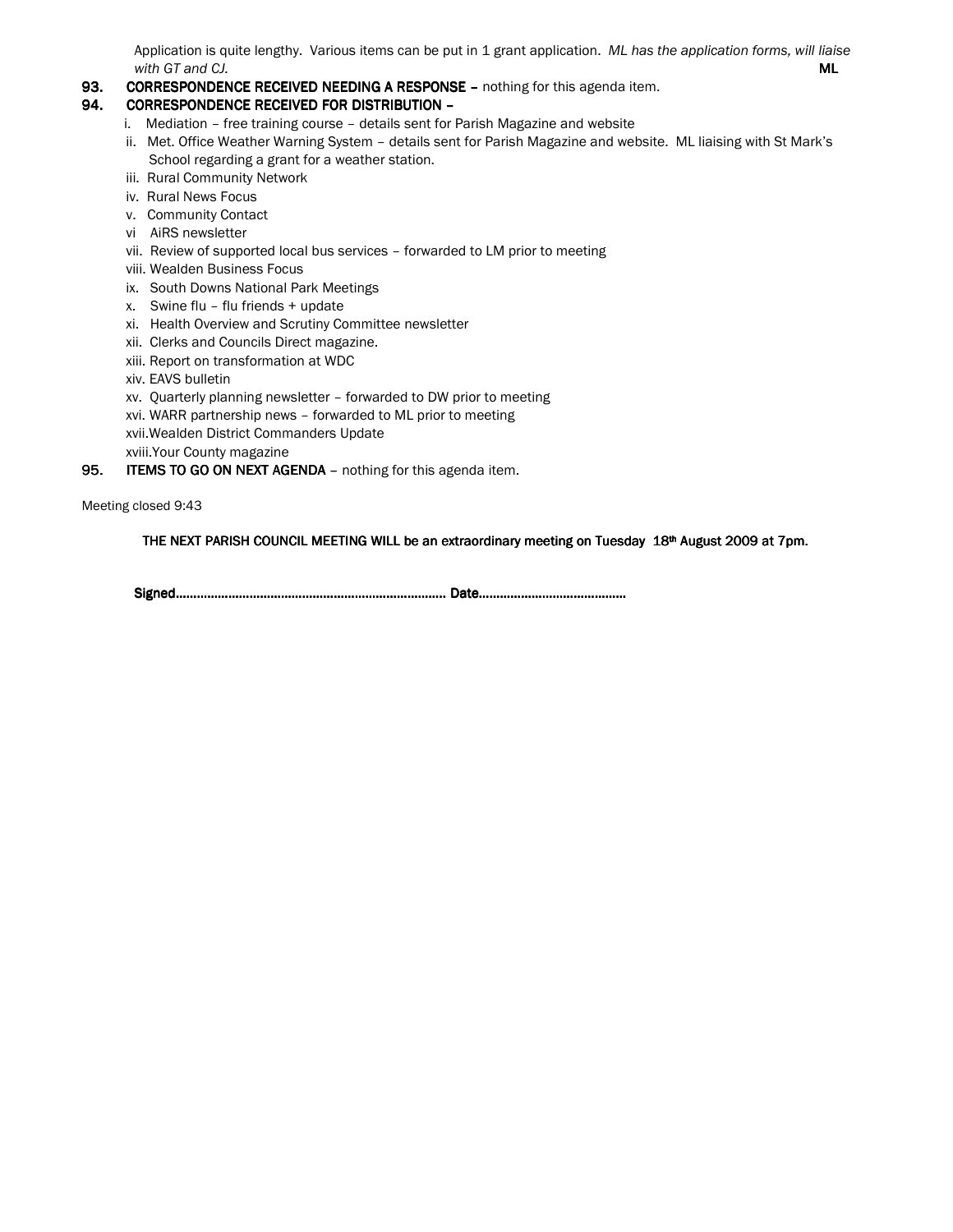Application is quite lengthy. Various items can be put in 1 grant application. *ML has the application forms, will liaise with GT and CJ.* **ML**

**93. CORRESPONDENCE RECEIVED NEEDING A RESPONSE –** nothing for this agenda item.

**94. CORRESPONDENCE RECEIVED FOR DISTRIBUTION –**

- i. Mediation – free training course – details sent for Parish Magazine and website
- ii. Met. Office Weather Warning System – details sent for Parish Magazine and website. ML liaising with St Mark's School regarding a grant for a weather station.
- iii. Rural Community Network
- iv. Rural News Focus
- v. Community Contact
- vi AiRS newsletter
- vii. Review of supported local bus services – forwarded to LM prior to meeting
- viii. Wealden Business Focus
- ix. South Downs National Park Meetings
- x. Swine flu – flu friends + update
- xi. Health Overview and Scrutiny Committee newsletter
- xii. Clerks and Councils Direct magazine.
- xiii. Report on transformation at WDC
- xiv. EAVS bulletin
- xv. Quarterly planning newsletter – forwarded to DW prior to meeting
- xvi. WARR partnership news – forwarded to ML prior to meeting
- xvii. Wealden District Commanders Update
- xviii. Your County magazine

**95. ITEMS TO GO ON NEXT AGENDA** – nothing for this agenda item.

Meeting closed 9:43

**THE NEXT PARISH COUNCIL MEETING WILL be an extraordinary meeting on Tuesday 18th August 2009 at 7pm.**

**Signed…………………………………………………………………… Date……………………………………**